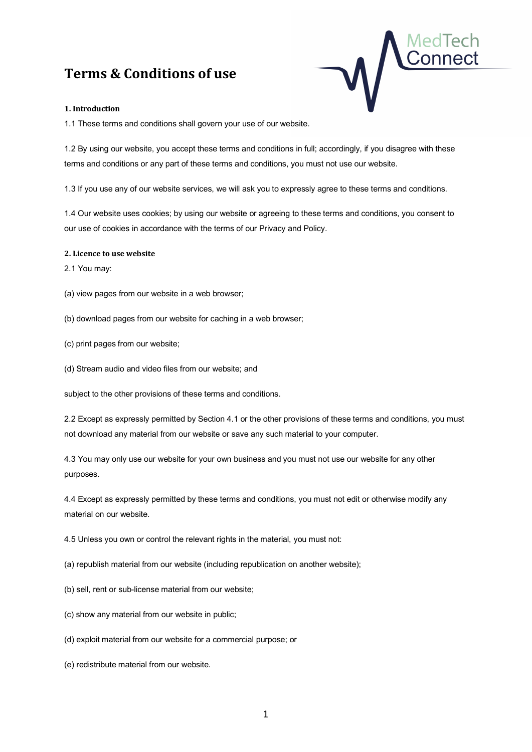# Terms & Conditions of use

### 1. Introduction

1.1 These terms and conditions shall govern your use of our website.

1.2 By using our website, you accept these terms and conditions in full; accordingly, if you disagree with these terms and conditions or any part of these terms and conditions, you must not use our website.

1.3 If you use any of our website services, we will ask you to expressly agree to these terms and conditions.

1.4 Our website uses cookies; by using our website or agreeing to these terms and conditions, you consent to our use of cookies in accordance with the terms of our Privacy and Policy.

### 2. Licence to use website

2.1 You may:

(a) view pages from our website in a web browser;

(b) download pages from our website for caching in a web browser;

(c) print pages from our website;

(d) Stream audio and video files from our website; and

subject to the other provisions of these terms and conditions.

2.2 Except as expressly permitted by Section 4.1 or the other provisions of these terms and conditions, you must not download any material from our website or save any such material to your computer.

4.3 You may only use our website for your own business and you must not use our website for any other purposes.

4.4 Except as expressly permitted by these terms and conditions, you must not edit or otherwise modify any material on our website.

4.5 Unless you own or control the relevant rights in the material, you must not:

(a) republish material from our website (including republication on another website);

(b) sell, rent or sub-license material from our website;

(c) show any material from our website in public;

(d) exploit material from our website for a commercial purpose; or

(e) redistribute material from our website.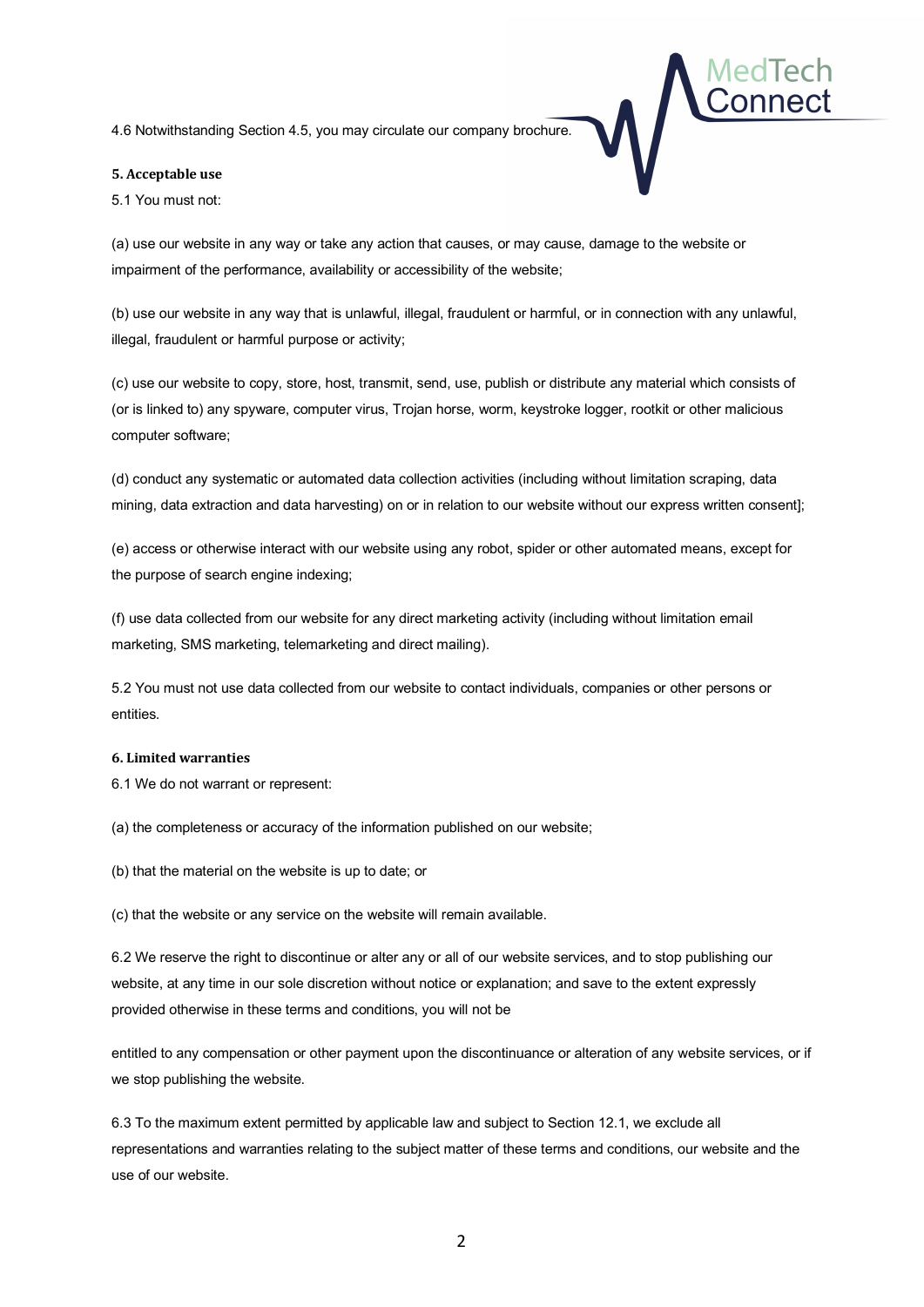4.6 Notwithstanding Section 4.5, you may circulate our company brochure.

**5. Acceptable use**

5.1 You must not:

(a) use our website in any way or take any action that causes, or may cause, damage to the website or impairment of the performance, availability or accessibility of the website;

(b) use our website in any way that is unlawful, illegal, fraudulent or harmful, or in connection with any unlawful, illegal, fraudulent or harmful purpose or activity;

(c) use our website to copy, store, host, transmit, send, use, publish or distribute any material which consists of (or is linked to) any spyware, computer virus, Trojan horse, worm, keystroke logger, rootkit or other malicious computer software;

(d) conduct any systematic or automated data collection activities (including without limitation scraping, data mining, data extraction and data harvesting) on or in relation to our website without our express written consent];

(e) access or otherwise interact with our website using any robot, spider or other automated means, except for the purpose of search engine indexing;

(f) use data collected from our website for any direct marketing activity (including without limitation email marketing, SMS marketing, telemarketing and direct mailing).

5.2 You must not use data collected from our website to contact individuals, companies or other persons or entities.

**6. Limited warranties**

6.1 We do not warrant or represent:

(a) the completeness or accuracy of the information published on our website;

(b) that the material on the website is up to date; or

(c) that the website or any service on the website will remain available.

6.2 We reserve the right to discontinue or alter any or all of our website services, and to stop publishing our website, at any time in our sole discretion without notice or explanation; and save to the extent expressly provided otherwise in these terms and conditions, you will not be entitled to any compensation or other payment upon the discontinuance or alteration of any website services, or if we stop publishing the website.

6.3 To the maximum extent permitted by applicable law and subject to Section 12.1, we exclude all representations and warranties relating to the subject matter of these terms and conditions, our website and the use of our website.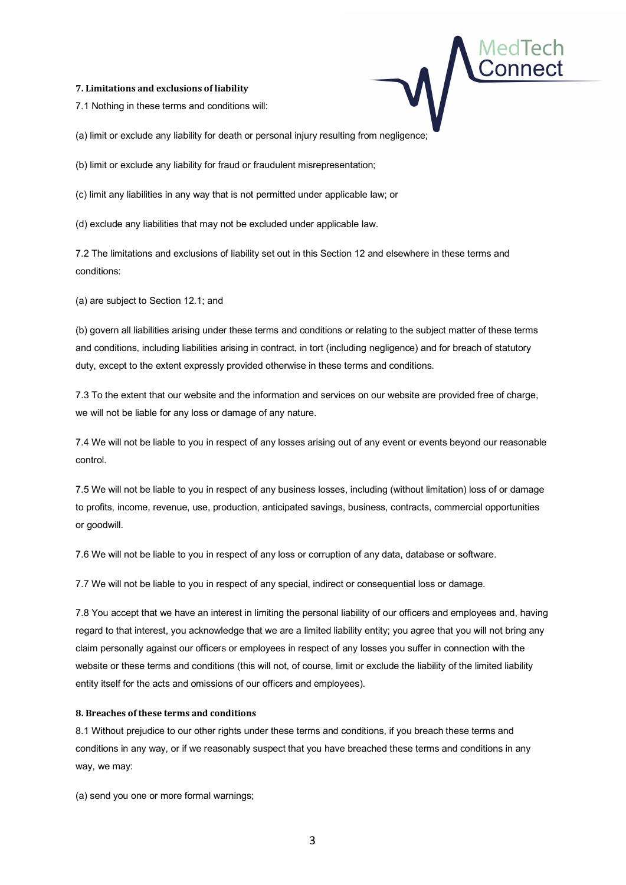### 7. Limitations and exclusions of liability

7.1 Nothing in these terms and conditions will:

(a) limit or exclude any liability for death or personal injury resulting from negligence;

(b) limit or exclude any liability for fraud or fraudulent misrepresentation;

(c) limit any liabilities in any way that is not permitted under applicable law; or

(d) exclude any liabilities that may not be excluded under applicable law.

7.2 The limitations and exclusions of liability set out in this Section 12 and elsewhere in these terms and conditions:

(a) are subject to Section 12.1; and

(b) govern all liabilities arising under these terms and conditions or relating to the subject matter of these terms and conditions, including liabilities arising in contract, in tort (including negligence) and for breach of statutory duty, except to the extent expressly provided otherwise in these terms and conditions.

7.3 To the extent that our website and the information and services on our website are provided free of charge, we will not be liable for any loss or damage of any nature.

7.4 We will not be liable to you in respect of any losses arising out of any event or events beyond our reasonable control.

7.5 We will not be liable to you in respect of any business losses, including (without limitation) loss of or damage to profits, income, revenue, use, production, anticipated savings, business, contracts, commercial opportunities or goodwill.

7.6 We will not be liable to you in respect of any loss or corruption of any data, database or software.

7.7 We will not be liable to you in respect of any special, indirect or consequential loss or damage.

7.8 You accept that we have an interest in limiting the personal liability of our officers and employees and, having regard to that interest, you acknowledge that we are a limited liability entity; you agree that you will not bring any claim personally against our officers or employees in respect of any losses you suffer in connection with the website or these terms and conditions (this will not, of course, limit or exclude the liability of the limited liability entity itself for the acts and omissions of our officers and employees).

### 8. Breaches of these terms and conditions

8.1 Without prejudice to our other rights under these terms and conditions, if you breach these terms and conditions in any way, or if we reasonably suspect that you have breached these terms and conditions in any way, we may:

(a) send you one or more formal warnings;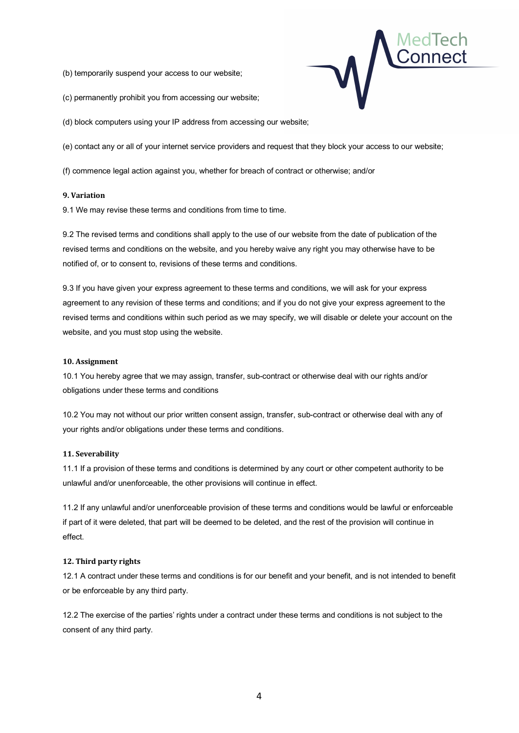(b) temporarily suspend your access to our website;

(c) permanently prohibit you from accessing our website;

(d) block computers using your IP address from accessing our website;

(e) contact any or all of your internet service providers and request that they block your access to our website;

(f) commence legal action against you, whether for breach of contract or otherwise; and/or

**9. Variation**

9.1 We may revise these terms and conditions from time to time.

9.2 The revised terms and conditions shall apply to the use of our website from the date of publication of the revised terms and conditions on the website, and you hereby waive any right you may otherwise have to be notified of, or to consent to, revisions of these terms and conditions.

9.3 If you have given your express agreement to these terms and conditions, we will ask for your express agreement to any revision of these terms and conditions; and if you do not give your express agreement to the revised terms and conditions within such period as we may specify, we will disable or delete your account on the website, and you must stop using the website.

**10. Assignment**

10.1 You hereby agree that we may assign, transfer, sub-contract or otherwise deal with our rights and/or obligations under these terms and conditions

10.2 You may not without our prior written consent assign, transfer, sub-contract or otherwise deal with any of your rights and/or obligations under these terms and conditions.

**11. Severability**

11.1 If a provision of these terms and conditions is determined by any court or other competent authority to be unlawful and/or unenforceable, the other provisions will continue in effect.

11.2 If any unlawful and/or unenforceable provision of these terms and conditions would be lawful or enforceable if part of it were deleted, that part will be deemed to be deleted, and the rest of the provision will continue in effect.

**12. Third party rights**

12.1 A contract under these terms and conditions is for our benefit and your benefit, and is not intended to benefit or be enforceable by any third party.

12.2 The exercise of the parties' rights under a contract under these terms and conditions is not subject to the consent of any third party.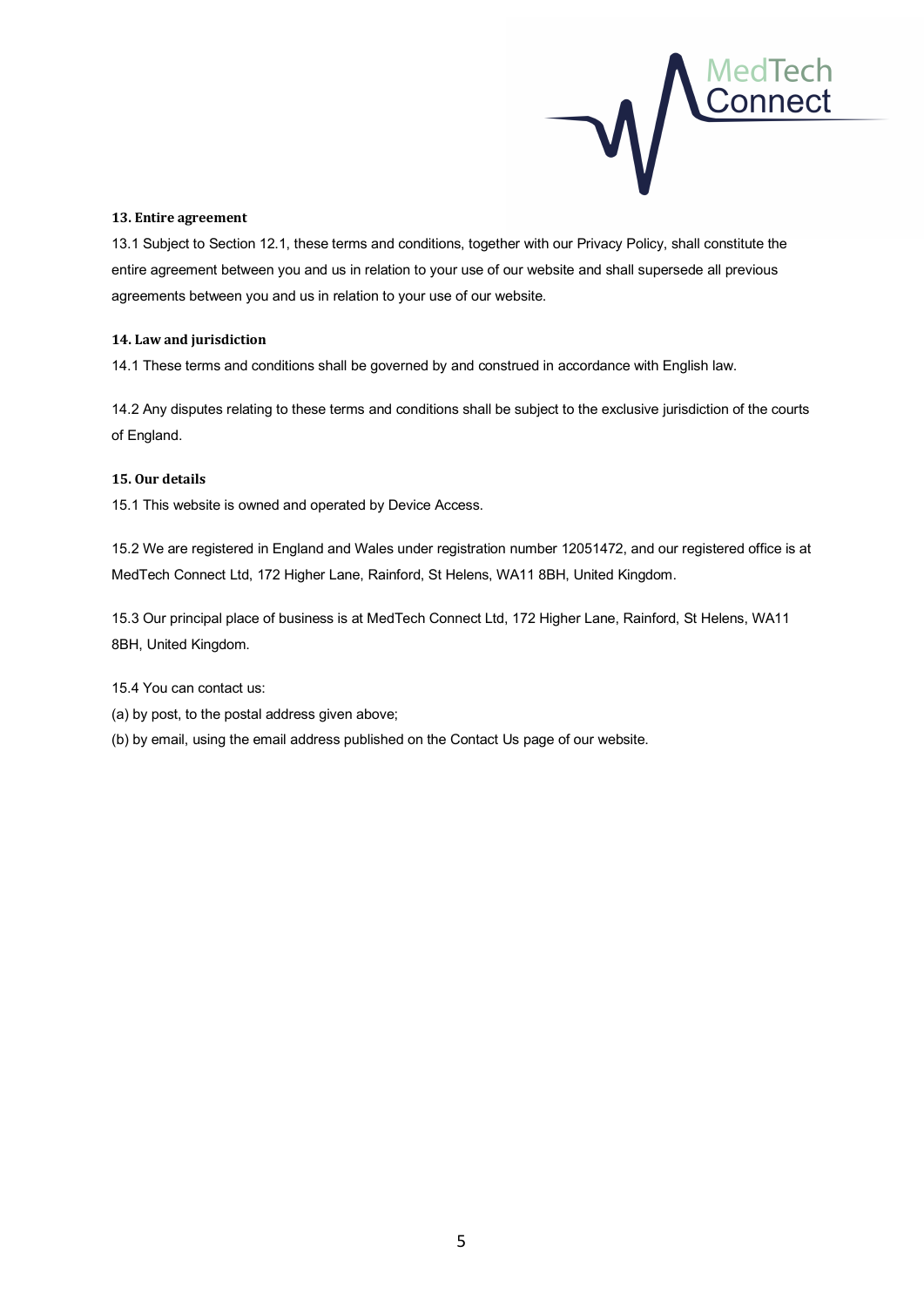**13. Entire agreement**

13.1 Subject to Section 12.1, these terms and conditions, together with our Privacy Policy, shall constitute the entire agreement between you and us in relation to your use of our website and shall supersede all previous agreements between you and us in relation to your use of our website.

**14. Law and jurisdiction**

14.1 These terms and conditions shall be governed by and construed in accordance with English law.

14.2 Any disputes relating to these terms and conditions shall be subject to the exclusive jurisdiction of the courts of England.

**15. Our details**

15.1 This website is owned and operated by Device Access.

15.2 We are registered in England and Wales under registration number 12051472, and our registered office is at MedTech Connect Ltd, 172 Higher Lane, Rainford, St Helens, WA11 8BH, United Kingdom.

15.3 Our principal place of business is at MedTech Connect Ltd, 172 Higher Lane, Rainford, St Helens, WA11 8BH, United Kingdom.

15.4 You can contact us:

(a) by post, to the postal address given above;

(b) by email, using the email address published on the Contact Us page of our website.